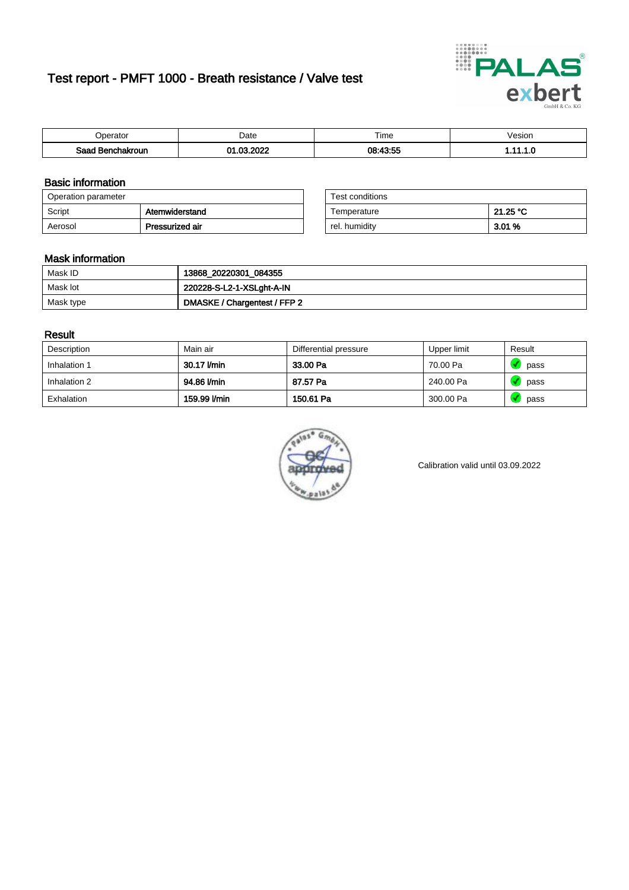# Test report - PMFT 1000 - Breath resistance / Valve test

| Operator | Date | Time | Vesion |
|---|---|---|---|
| **Saad Benchakroun** | **01.03.2022** | **08:43:55** | **1.11.1.0** |

## Basic information

| Operation parameter | |
|---|---|
| Script | **Atemwiderstand** |
| Aerosol | **Pressurized air** |

| Test conditions | |
|---|---|
| Temperature | **21.25 °C** |
| rel. humidity | **3.01 %** |

## Mask information

| | |
|---|---|
| Mask ID | **13868_20220301_084355** |
| Mask lot | **220228-S-L2-1-XSLght-A-IN** |
| Mask type | **DMASKE / Chargentest / FFP 2** |

## Result

| Description | Main air | Differential pressure | Upper limit | Result |
|---|---|---|---|---|
| Inhalation 1 | **30.17 l/min** | **33.00 Pa** | 70.00 Pa | pass |
| Inhalation 2 | **94.86 l/min** | **87.57 Pa** | 240.00 Pa | pass |
| Exhalation | **159.99 l/min** | **150.61 Pa** | 300.00 Pa | pass |

Calibration valid until 03.09.2022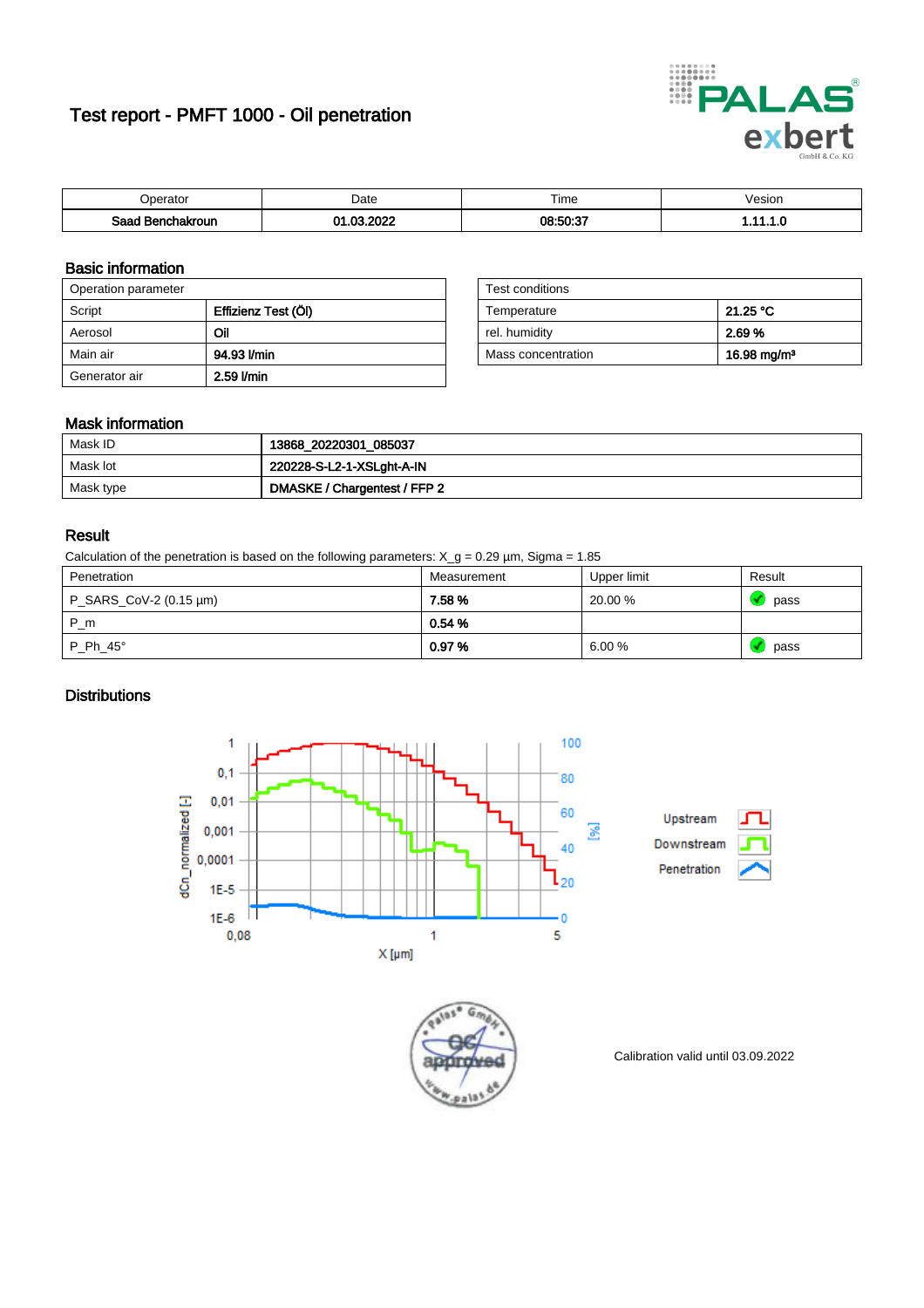# Test report - PMFT 1000 - Oil penetration

PALAS exbert GmbH & Co. KG

| Operator | Date | Time | Vesion |
|---|---|---|---|
| **Saad Benchakroun** | **01.03.2022** | **08:50:37** | **1.11.1.0** |

## Basic information

| Operation parameter | |
|---|---|
| Script | **Effizienz Test (Öl)** |
| Aerosol | **Oil** |
| Main air | **94.93 l/min** |
| Generator air | **2.59 l/min** |

| Test conditions | |
|---|---|
| Temperature | **21.25 °C** |
| rel. humidity | **2.69 %** |
| Mass concentration | **16.98 mg/m³** |

## Mask information

| | |
|---|---|
| Mask ID | **13868_20220301_085037** |
| Mask lot | **220228-S-L2-1-XSLght-A-IN** |
| Mask type | **DMASKE / Chargentest / FFP 2** |

## Result

Calculation of the penetration is based on the following parameters: X_g = 0.29 µm, Sigma = 1.85

| Penetration | Measurement | Upper limit | Result |
|---|---|---|---|
| P_SARS_CoV-2 (0.15 µm) | **7.58 %** | 20.00 % | pass |
| P_m | **0.54 %** | | |
| P_Ph_45° | **0.97 %** | 6.00 % | pass |

## Distributions

dCn_normalized [-]
1
0,1
0,01
0,001
0,0001
1E-5
1E-6
0,08
1
5
X [µm]
[%]
100
80
60
40
20
0
Upstream
Downstream
Penetration

QC approved
Palas® GmbH
www.palas.de

Calibration valid until 03.09.2022